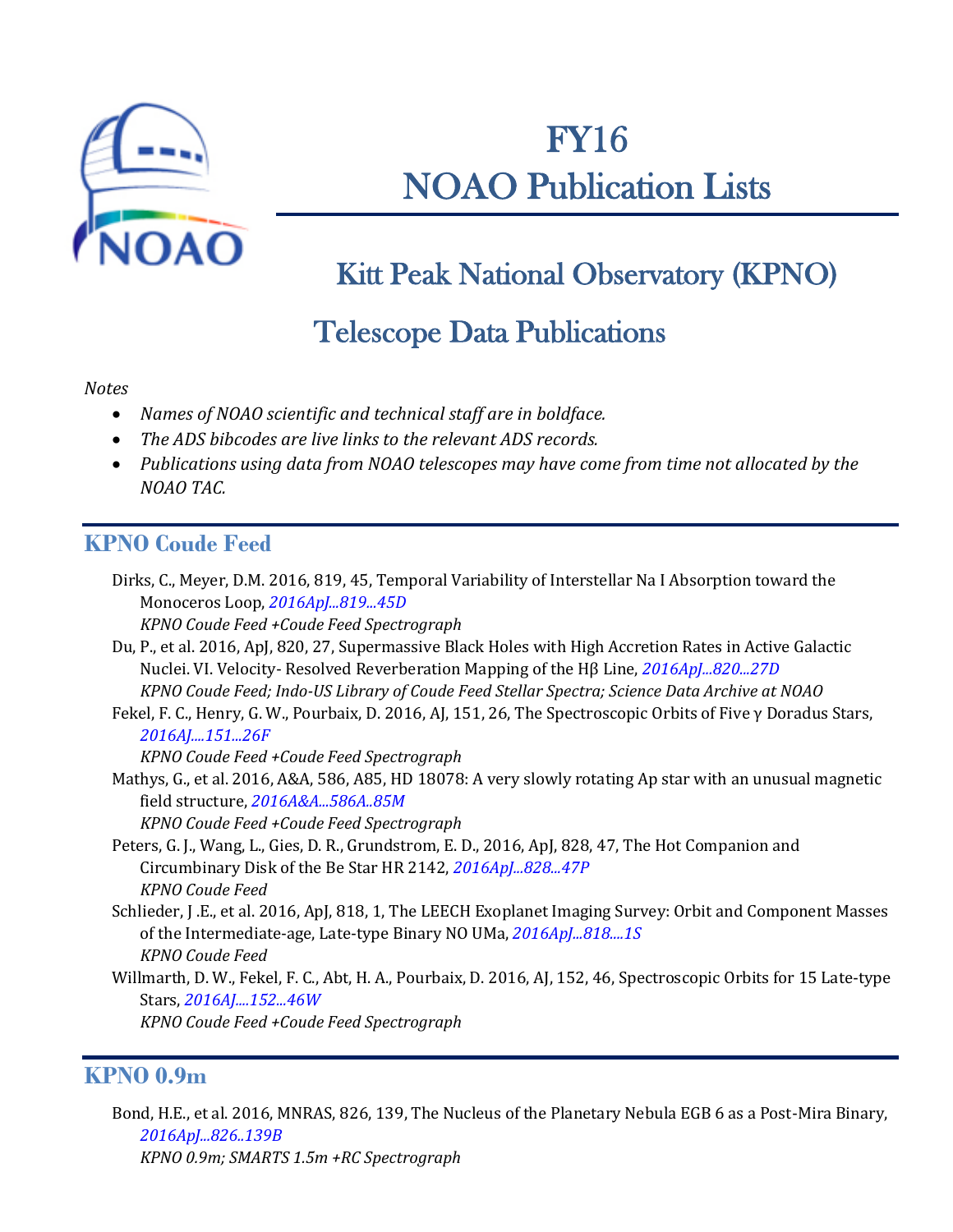# FY16 NOAO Publication Lists

## Kitt Peak National Observatory (KPNO)

## Telescope Data Publications

*Notes*

- *Names of NOAO scientific and technical staff are in boldface.*
- *The ADS bibcodes are live links to the relevant ADS records.*
- *Publications using data from NOAO telescopes may have come from time not allocated by the NOAO TAC.*

### KPNO Coude Feed

Dirks, C., Meyer, D.M. 2016, 819, 45, Temporal Variability of Interstellar Na I Absorption toward the Monoceros Loop, *2016ApJ...819...45D*
*KPNO Coude Feed +Coude Feed Spectrograph*

Du, P., et al. 2016, ApJ, 820, 27, Supermassive Black Holes with High Accretion Rates in Active Galactic Nuclei. VI. Velocity- Resolved Reverberation Mapping of the Hβ Line, *2016ApJ...820...27D*
*KPNO Coude Feed; Indo-US Library of Coude Feed Stellar Spectra; Science Data Archive at NOAO*

Fekel, F. C., Henry, G. W., Pourbaix, D. 2016, AJ, 151, 26, The Spectroscopic Orbits of Five γ Doradus Stars, *2016AJ....151...26F*
*KPNO Coude Feed +Coude Feed Spectrograph*

Mathys, G., et al. 2016, A&A, 586, A85, HD 18078: A very slowly rotating Ap star with an unusual magnetic field structure, *2016A&A...586A..85M*
*KPNO Coude Feed +Coude Feed Spectrograph*

Peters, G. J., Wang, L., Gies, D. R., Grundstrom, E. D., 2016, ApJ, 828, 47, The Hot Companion and Circumbinary Disk of the Be Star HR 2142, *2016ApJ...828...47P*
*KPNO Coude Feed*

Schlieder, J .E., et al. 2016, ApJ, 818, 1, The LEECH Exoplanet Imaging Survey: Orbit and Component Masses of the Intermediate-age, Late-type Binary NO UMa, *2016ApJ...818....1S*
*KPNO Coude Feed*

Willmarth, D. W., Fekel, F. C., Abt, H. A., Pourbaix, D. 2016, AJ, 152, 46, Spectroscopic Orbits for 15 Late-type Stars, *2016AJ....152...46W*
*KPNO Coude Feed +Coude Feed Spectrograph*

### KPNO 0.9m

Bond, H.E., et al. 2016, MNRAS, 826, 139, The Nucleus of the Planetary Nebula EGB 6 as a Post-Mira Binary, *2016ApJ...826..139B*
*KPNO 0.9m; SMARTS 1.5m +RC Spectrograph*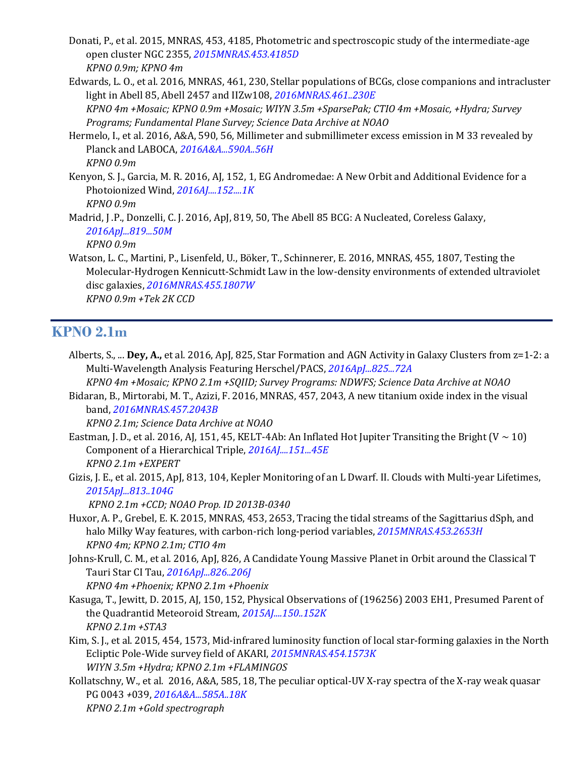Donati, P., et al. 2015, MNRAS, 453, 4185, Photometric and spectroscopic study of the intermediate-age open cluster NGC 2355, *2015MNRAS.453.4185D*
*KPNO 0.9m; KPNO 4m*

Edwards, L. O., et al. 2016, MNRAS, 461, 230, Stellar populations of BCGs, close companions and intracluster light in Abell 85, Abell 2457 and IIZw108, *2016MNRAS.461..230E*
*KPNO 4m +Mosaic; KPNO 0.9m +Mosaic; WIYN 3.5m +SparsePak; CTIO 4m +Mosaic, +Hydra; Survey Programs; Fundamental Plane Survey; Science Data Archive at NOAO*

Hermelo, I., et al. 2016, A&A, 590, 56, Millimeter and submillimeter excess emission in M 33 revealed by Planck and LABOCA, *2016A&A...590A..56H*
*KPNO 0.9m*

Kenyon, S. J., Garcia, M. R. 2016, AJ, 152, 1, EG Andromedae: A New Orbit and Additional Evidence for a Photoionized Wind, *2016AJ....152....1K*
*KPNO 0.9m*

Madrid, J .P., Donzelli, C. J. 2016, ApJ, 819, 50, The Abell 85 BCG: A Nucleated, Coreless Galaxy, *2016ApJ...819...50M*
*KPNO 0.9m*

Watson, L. C., Martini, P., Lisenfeld, U., Böker, T., Schinnerer, E. 2016, MNRAS, 455, 1807, Testing the Molecular-Hydrogen Kennicutt-Schmidt Law in the low-density environments of extended ultraviolet disc galaxies, *2016MNRAS.455.1807W*
*KPNO 0.9m +Tek 2K CCD*

## KPNO 2.1m

Alberts, S., ... **Dey, A.,** et al. 2016, ApJ, 825, Star Formation and AGN Activity in Galaxy Clusters from z=1-2: a Multi-Wavelength Analysis Featuring Herschel/PACS, *2016ApJ...825...72A*
*KPNO 4m +Mosaic; KPNO 2.1m +SQIID; Survey Programs: NDWFS; Science Data Archive at NOAO*

Bidaran, B., Mirtorabi, M. T., Azizi, F. 2016, MNRAS, 457, 2043, A new titanium oxide index in the visual band, *2016MNRAS.457.2043B*
*KPNO 2.1m; Science Data Archive at NOAO*

Eastman, J. D., et al. 2016, AJ, 151, 45, KELT-4Ab: An Inflated Hot Jupiter Transiting the Bright (V ~ 10) Component of a Hierarchical Triple, *2016AJ....151...45E*
*KPNO 2.1m +EXPERT*

Gizis, J. E., et al. 2015, ApJ, 813, 104, Kepler Monitoring of an L Dwarf. II. Clouds with Multi-year Lifetimes, *2015ApJ...813..104G*
*KPNO 2.1m +CCD; NOAO Prop. ID 2013B-0340*

Huxor, A. P., Grebel, E. K. 2015, MNRAS, 453, 2653, Tracing the tidal streams of the Sagittarius dSph, and halo Milky Way features, with carbon-rich long-period variables, *2015MNRAS.453.2653H*
*KPNO 4m; KPNO 2.1m; CTIO 4m*

Johns-Krull, C. M., et al. 2016, ApJ, 826, A Candidate Young Massive Planet in Orbit around the Classical T Tauri Star CI Tau, *2016ApJ...826..206J*
*KPNO 4m +Phoenix; KPNO 2.1m +Phoenix*

Kasuga, T., Jewitt, D. 2015, AJ, 150, 152, Physical Observations of (196256) 2003 EH1, Presumed Parent of the Quadrantid Meteoroid Stream, *2015AJ....150..152K*
*KPNO 2.1m +STA3*

Kim, S. J., et al. 2015, 454, 1573, Mid-infrared luminosity function of local star-forming galaxies in the North Ecliptic Pole-Wide survey field of AKARI, *2015MNRAS.454.1573K*
*WIYN 3.5m +Hydra; KPNO 2.1m +FLAMINGOS*

Kollatschny, W., et al. 2016, A&A, 585, 18, The peculiar optical-UV X-ray spectra of the X-ray weak quasar PG 0043 +039, *2016A&A...585A..18K*
*KPNO 2.1m +Gold spectrograph*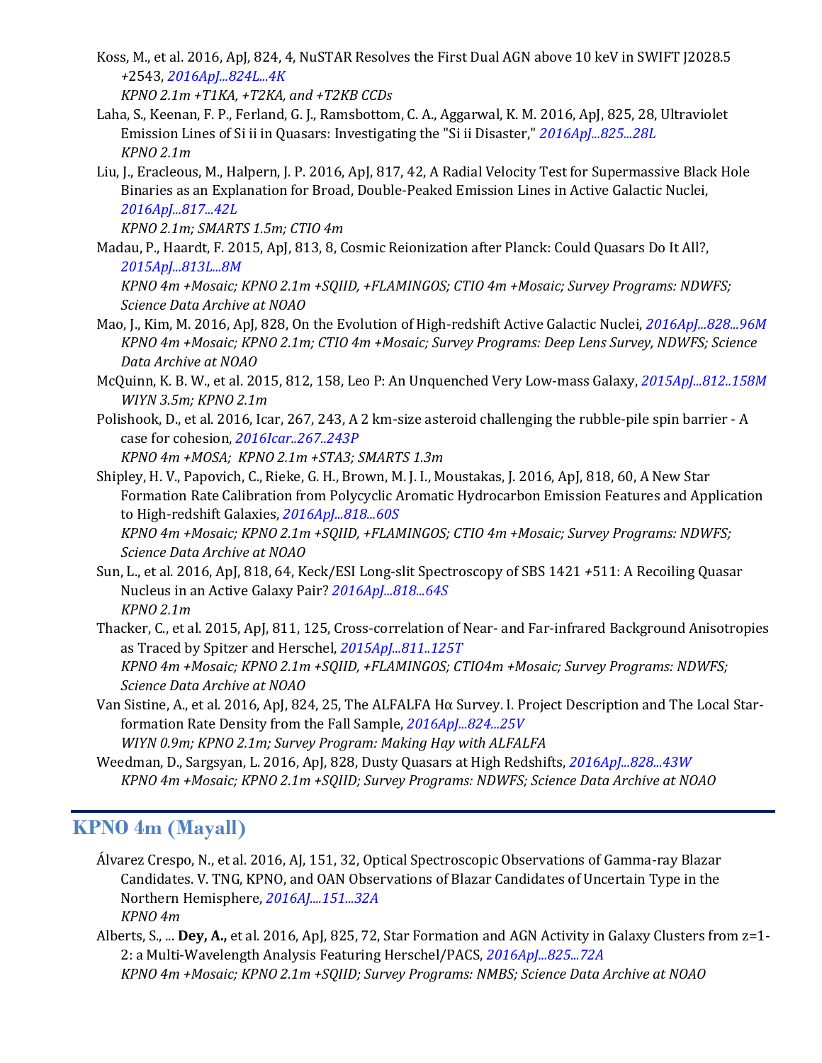Koss, M., et al. 2016, ApJ, 824, 4, NuSTAR Resolves the First Dual AGN above 10 keV in SWIFT J2028.5 +2543, *2016ApJ...824L...4K*
*KPNO 2.1m +T1KA, +T2KA, and +T2KB CCDs*

Laha, S., Keenan, F. P., Ferland, G. J., Ramsbottom, C. A., Aggarwal, K. M. 2016, ApJ, 825, 28, Ultraviolet Emission Lines of Si ii in Quasars: Investigating the "Si ii Disaster," *2016ApJ...825...28L*
*KPNO 2.1m*

Liu, J., Eracleous, M., Halpern, J. P. 2016, ApJ, 817, 42, A Radial Velocity Test for Supermassive Black Hole Binaries as an Explanation for Broad, Double-Peaked Emission Lines in Active Galactic Nuclei, *2016ApJ...817...42L*
*KPNO 2.1m; SMARTS 1.5m; CTIO 4m*

Madau, P., Haardt, F. 2015, ApJ, 813, 8, Cosmic Reionization after Planck: Could Quasars Do It All?, *2015ApJ...813L...8M*
*KPNO 4m +Mosaic; KPNO 2.1m +SQIID, +FLAMINGOS; CTIO 4m +Mosaic; Survey Programs: NDWFS; Science Data Archive at NOAO*

Mao, J., Kim, M. 2016, ApJ, 828, On the Evolution of High-redshift Active Galactic Nuclei, *2016ApJ...828...96M*
*KPNO 4m +Mosaic; KPNO 2.1m; CTIO 4m +Mosaic; Survey Programs: Deep Lens Survey, NDWFS; Science Data Archive at NOAO*

McQuinn, K. B. W., et al. 2015, 812, 158, Leo P: An Unquenched Very Low-mass Galaxy, *2015ApJ...812..158M*
*WIYN 3.5m; KPNO 2.1m*

Polishook, D., et al. 2016, Icar, 267, 243, A 2 km-size asteroid challenging the rubble-pile spin barrier - A case for cohesion, *2016Icar..267..243P*
*KPNO 4m +MOSA; KPNO 2.1m +STA3; SMARTS 1.3m*

Shipley, H. V., Papovich, C., Rieke, G. H., Brown, M. J. I., Moustakas, J. 2016, ApJ, 818, 60, A New Star Formation Rate Calibration from Polycyclic Aromatic Hydrocarbon Emission Features and Application to High-redshift Galaxies, *2016ApJ...818...60S*
*KPNO 4m +Mosaic; KPNO 2.1m +SQIID, +FLAMINGOS; CTIO 4m +Mosaic; Survey Programs: NDWFS; Science Data Archive at NOAO*

Sun, L., et al. 2016, ApJ, 818, 64, Keck/ESI Long-slit Spectroscopy of SBS 1421 +511: A Recoiling Quasar Nucleus in an Active Galaxy Pair? *2016ApJ...818...64S*
*KPNO 2.1m*

Thacker, C., et al. 2015, ApJ, 811, 125, Cross-correlation of Near- and Far-infrared Background Anisotropies as Traced by Spitzer and Herschel, *2015ApJ...811..125T*
*KPNO 4m +Mosaic; KPNO 2.1m +SQIID, +FLAMINGOS; CTIO4m +Mosaic; Survey Programs: NDWFS; Science Data Archive at NOAO*

Van Sistine, A., et al. 2016, ApJ, 824, 25, The ALFALFA Hα Survey. I. Project Description and The Local Star-formation Rate Density from the Fall Sample, *2016ApJ...824...25V*
*WIYN 0.9m; KPNO 2.1m; Survey Program: Making Hay with ALFALFA*

Weedman, D., Sargsyan, L. 2016, ApJ, 828, Dusty Quasars at High Redshifts, *2016ApJ...828...43W*
*KPNO 4m +Mosaic; KPNO 2.1m +SQIID; Survey Programs: NDWFS; Science Data Archive at NOAO*

## KPNO 4m (Mayall)

Álvarez Crespo, N., et al. 2016, AJ, 151, 32, Optical Spectroscopic Observations of Gamma-ray Blazar Candidates. V. TNG, KPNO, and OAN Observations of Blazar Candidates of Uncertain Type in the Northern Hemisphere, *2016AJ....151...32A*
*KPNO 4m*

Alberts, S., ... **Dey, A.,** et al. 2016, ApJ, 825, 72, Star Formation and AGN Activity in Galaxy Clusters from z=1-2: a Multi-Wavelength Analysis Featuring Herschel/PACS, *2016ApJ...825...72A*
*KPNO 4m +Mosaic; KPNO 2.1m +SQIID; Survey Programs: NMBS; Science Data Archive at NOAO*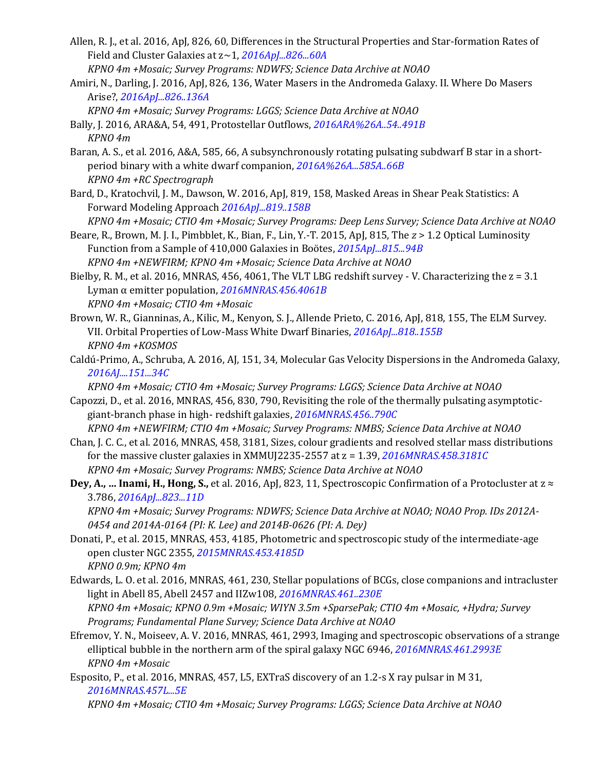Allen, R. J., et al. 2016, ApJ, 826, 60, Differences in the Structural Properties and Star-formation Rates of Field and Cluster Galaxies at z~1, *2016ApJ...826...60A*
*KPNO 4m +Mosaic; Survey Programs: NDWFS; Science Data Archive at NOAO*

Amiri, N., Darling, J. 2016, ApJ, 826, 136, Water Masers in the Andromeda Galaxy. II. Where Do Masers Arise?, *2016ApJ...826..136A*
*KPNO 4m +Mosaic; Survey Programs: LGGS; Science Data Archive at NOAO*

Bally, J. 2016, ARA&A, 54, 491, Protostellar Outflows, *2016ARA%26A..54..491B*
*KPNO 4m*

Baran, A. S., et al. 2016, A&A, 585, 66, A subsynchronously rotating pulsating subdwarf B star in a short-period binary with a white dwarf companion, *2016A%26A...585A..66B*
*KPNO 4m +RC Spectrograph*

Bard, D., Kratochvil, J. M., Dawson, W. 2016, ApJ, 819, 158, Masked Areas in Shear Peak Statistics: A Forward Modeling Approach *2016ApJ...819..158B*
*KPNO 4m +Mosaic; CTIO 4m +Mosaic; Survey Programs: Deep Lens Survey; Science Data Archive at NOAO*

Beare, R., Brown, M. J. I., Pimbblet, K., Bian, F., Lin, Y.-T. 2015, ApJ, 815, The $z > 1.2$ Optical Luminosity Function from a Sample of 410,000 Galaxies in Boötes, *2015ApJ...815...94B*
*KPNO 4m +NEWFIRM; KPNO 4m +Mosaic; Science Data Archive at NOAO*

Bielby, R. M., et al. 2016, MNRAS, 456, 4061, The VLT LBG redshift survey - V. Characterizing the z = 3.1 Lyman α emitter population, *2016MNRAS.456.4061B*
*KPNO 4m +Mosaic; CTIO 4m +Mosaic*

Brown, W. R., Gianninas, A., Kilic, M., Kenyon, S. J., Allende Prieto, C. 2016, ApJ, 818, 155, The ELM Survey. VII. Orbital Properties of Low-Mass White Dwarf Binaries, *2016ApJ...818..155B*
*KPNO 4m +KOSMOS*

Caldú-Primo, A., Schruba, A. 2016, AJ, 151, 34, Molecular Gas Velocity Dispersions in the Andromeda Galaxy, *2016AJ....151...34C*
*KPNO 4m +Mosaic; CTIO 4m +Mosaic; Survey Programs: LGGS; Science Data Archive at NOAO*

Capozzi, D., et al. 2016, MNRAS, 456, 830, 790, Revisiting the role of the thermally pulsating asymptotic-giant-branch phase in high- redshift galaxies, *2016MNRAS.456..790C*
*KPNO 4m +NEWFIRM; CTIO 4m +Mosaic; Survey Programs: NMBS; Science Data Archive at NOAO*

Chan, J. C. C., et al. 2016, MNRAS, 458, 3181, Sizes, colour gradients and resolved stellar mass distributions for the massive cluster galaxies in XMMUJ2235-2557 at z = 1.39, *2016MNRAS.458.3181C*
*KPNO 4m +Mosaic; Survey Programs: NMBS; Science Data Archive at NOAO*

**Dey, A., ... Inami, H., Hong, S.,** et al. 2016, ApJ, 823, 11, Spectroscopic Confirmation of a Protocluster at z ≈ 3.786, *2016ApJ...823...11D*
*KPNO 4m +Mosaic; Survey Programs: NDWFS; Science Data Archive at NOAO; NOAO Prop. IDs 2012A-0454 and 2014A-0164 (PI: K. Lee) and 2014B-0626 (PI: A. Dey)*

Donati, P., et al. 2015, MNRAS, 453, 4185, Photometric and spectroscopic study of the intermediate-age open cluster NGC 2355, *2015MNRAS.453.4185D*
*KPNO 0.9m; KPNO 4m*

Edwards, L. O. et al. 2016, MNRAS, 461, 230, Stellar populations of BCGs, close companions and intracluster light in Abell 85, Abell 2457 and IIZw108, *2016MNRAS.461..230E*
*KPNO 4m +Mosaic; KPNO 0.9m +Mosaic; WIYN 3.5m +SparsePak; CTIO 4m +Mosaic, +Hydra; Survey Programs; Fundamental Plane Survey; Science Data Archive at NOAO*

Efremov, Y. N., Moiseev, A. V. 2016, MNRAS, 461, 2993, Imaging and spectroscopic observations of a strange elliptical bubble in the northern arm of the spiral galaxy NGC 6946, *2016MNRAS.461.2993E*
*KPNO 4m +Mosaic*

Esposito, P., et al. 2016, MNRAS, 457, L5, EXTraS discovery of an 1.2-s X ray pulsar in M 31, *2016MNRAS.457L...5E*
*KPNO 4m +Mosaic; CTIO 4m +Mosaic; Survey Programs: LGGS; Science Data Archive at NOAO*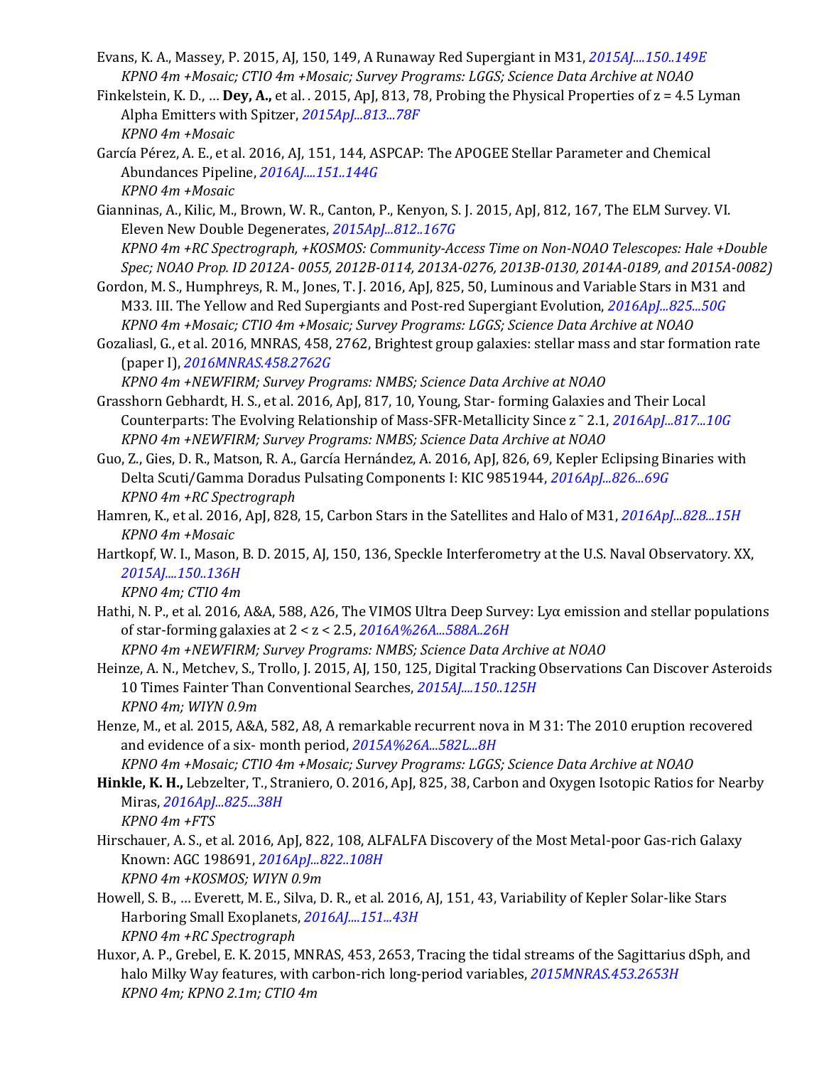Evans, K. A., Massey, P. 2015, AJ, 150, 149, A Runaway Red Supergiant in M31, *2015AJ....150..149E*
*KPNO 4m +Mosaic; CTIO 4m +Mosaic; Survey Programs: LGGS; Science Data Archive at NOAO*

Finkelstein, K. D., … **Dey, A.,** et al. . 2015, ApJ, 813, 78, Probing the Physical Properties of z = 4.5 Lyman Alpha Emitters with Spitzer, *2015ApJ...813...78F*
*KPNO 4m +Mosaic*

García Pérez, A. E., et al. 2016, AJ, 151, 144, ASPCAP: The APOGEE Stellar Parameter and Chemical Abundances Pipeline, *2016AJ....151..144G*
*KPNO 4m +Mosaic*

Gianninas, A., Kilic, M., Brown, W. R., Canton, P., Kenyon, S. J. 2015, ApJ, 812, 167, The ELM Survey. VI. Eleven New Double Degenerates, *2015ApJ...812..167G*
*KPNO 4m +RC Spectrograph, +KOSMOS: Community-Access Time on Non-NOAO Telescopes: Hale +Double Spec; NOAO Prop. ID 2012A- 0055, 2012B-0114, 2013A-0276, 2013B-0130, 2014A-0189, and 2015A-0082)*

Gordon, M. S., Humphreys, R. M., Jones, T. J. 2016, ApJ, 825, 50, Luminous and Variable Stars in M31 and M33. III. The Yellow and Red Supergiants and Post-red Supergiant Evolution, *2016ApJ...825...50G*
*KPNO 4m +Mosaic; CTIO 4m +Mosaic; Survey Programs: LGGS; Science Data Archive at NOAO*

Gozaliasl, G., et al. 2016, MNRAS, 458, 2762, Brightest group galaxies: stellar mass and star formation rate (paper I), *2016MNRAS.458.2762G*
*KPNO 4m +NEWFIRM; Survey Programs: NMBS; Science Data Archive at NOAO*

Grasshorn Gebhardt, H. S., et al. 2016, ApJ, 817, 10, Young, Star- forming Galaxies and Their Local Counterparts: The Evolving Relationship of Mass-SFR-Metallicity Since z ˜ 2.1, *2016ApJ...817...10G*
*KPNO 4m +NEWFIRM; Survey Programs: NMBS; Science Data Archive at NOAO*

Guo, Z., Gies, D. R., Matson, R. A., García Hernández, A. 2016, ApJ, 826, 69, Kepler Eclipsing Binaries with Delta Scuti/Gamma Doradus Pulsating Components I: KIC 9851944, *2016ApJ...826...69G*
*KPNO 4m +RC Spectrograph*

Hamren, K., et al. 2016, ApJ, 828, 15, Carbon Stars in the Satellites and Halo of M31, *2016ApJ...828...15H*
*KPNO 4m +Mosaic*

Hartkopf, W. I., Mason, B. D. 2015, AJ, 150, 136, Speckle Interferometry at the U.S. Naval Observatory. XX, *2015AJ....150..136H*
*KPNO 4m; CTIO 4m*

Hathi, N. P., et al. 2016, A&A, 588, A26, The VIMOS Ultra Deep Survey: Lyα emission and stellar populations of star-forming galaxies at 2 < z < 2.5, *2016A%26A...588A..26H*
*KPNO 4m +NEWFIRM; Survey Programs: NMBS; Science Data Archive at NOAO*

Heinze, A. N., Metchev, S., Trollo, J. 2015, AJ, 150, 125, Digital Tracking Observations Can Discover Asteroids 10 Times Fainter Than Conventional Searches, *2015AJ....150..125H*
*KPNO 4m; WIYN 0.9m*

Henze, M., et al. 2015, A&A, 582, A8, A remarkable recurrent nova in M 31: The 2010 eruption recovered and evidence of a six- month period, *2015A%26A...582L...8H*
*KPNO 4m +Mosaic; CTIO 4m +Mosaic; Survey Programs: LGGS; Science Data Archive at NOAO*

**Hinkle, K. H.,** Lebzelter, T., Straniero, O. 2016, ApJ, 825, 38, Carbon and Oxygen Isotopic Ratios for Nearby Miras, *2016ApJ...825...38H*
*KPNO 4m +FTS*

Hirschauer, A. S., et al. 2016, ApJ, 822, 108, ALFALFA Discovery of the Most Metal-poor Gas-rich Galaxy Known: AGC 198691, *2016ApJ...822..108H*
*KPNO 4m +KOSMOS; WIYN 0.9m*

Howell, S. B., … Everett, M. E., Silva, D. R., et al. 2016, AJ, 151, 43, Variability of Kepler Solar-like Stars Harboring Small Exoplanets, *2016AJ....151...43H*
*KPNO 4m +RC Spectrograph*

Huxor, A. P., Grebel, E. K. 2015, MNRAS, 453, 2653, Tracing the tidal streams of the Sagittarius dSph, and halo Milky Way features, with carbon-rich long-period variables, *2015MNRAS.453.2653H*
*KPNO 4m; KPNO 2.1m; CTIO 4m*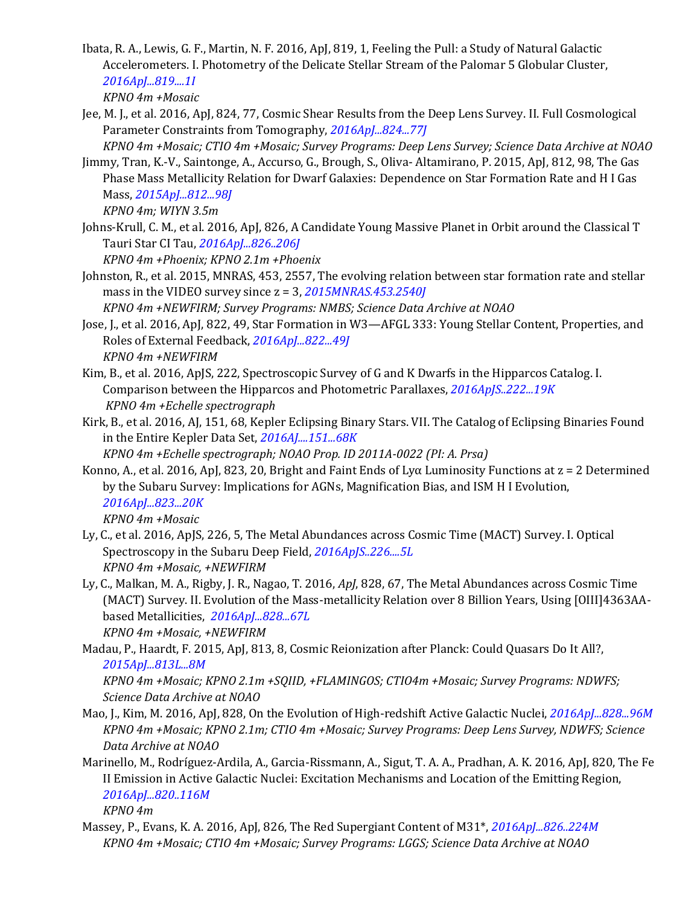Ibata, R. A., Lewis, G. F., Martin, N. F. 2016, ApJ, 819, 1, Feeling the Pull: a Study of Natural Galactic Accelerometers. I. Photometry of the Delicate Stellar Stream of the Palomar 5 Globular Cluster, *2016ApJ...819....1I*
*KPNO 4m +Mosaic*

Jee, M. J., et al. 2016, ApJ, 824, 77, Cosmic Shear Results from the Deep Lens Survey. II. Full Cosmological Parameter Constraints from Tomography, *2016ApJ...824...77J*
*KPNO 4m +Mosaic; CTIO 4m +Mosaic; Survey Programs: Deep Lens Survey; Science Data Archive at NOAO*

Jimmy, Tran, K.-V., Saintonge, A., Accurso, G., Brough, S., Oliva- Altamirano, P. 2015, ApJ, 812, 98, The Gas Phase Mass Metallicity Relation for Dwarf Galaxies: Dependence on Star Formation Rate and H I Gas Mass, *2015ApJ...812...98J*
*KPNO 4m; WIYN 3.5m*

Johns-Krull, C. M., et al. 2016, ApJ, 826, A Candidate Young Massive Planet in Orbit around the Classical T Tauri Star CI Tau, *2016ApJ...826..206J*
*KPNO 4m +Phoenix; KPNO 2.1m +Phoenix*

Johnston, R., et al. 2015, MNRAS, 453, 2557, The evolving relation between star formation rate and stellar mass in the VIDEO survey since z = 3, *2015MNRAS.453.2540J*
*KPNO 4m +NEWFIRM; Survey Programs: NMBS; Science Data Archive at NOAO*

Jose, J., et al. 2016, ApJ, 822, 49, Star Formation in W3—AFGL 333: Young Stellar Content, Properties, and Roles of External Feedback, *2016ApJ...822...49J*
*KPNO 4m +NEWFIRM*

Kim, B., et al. 2016, ApJS, 222, Spectroscopic Survey of G and K Dwarfs in the Hipparcos Catalog. I. Comparison between the Hipparcos and Photometric Parallaxes, *2016ApJS..222...19K*
*KPNO 4m +Echelle spectrograph*

Kirk, B., et al. 2016, AJ, 151, 68, Kepler Eclipsing Binary Stars. VII. The Catalog of Eclipsing Binaries Found in the Entire Kepler Data Set, *2016AJ....151...68K*
*KPNO 4m +Echelle spectrograph; NOAO Prop. ID 2011A-0022 (PI: A. Prsa)*

Konno, A., et al. 2016, ApJ, 823, 20, Bright and Faint Ends of Lyα Luminosity Functions at z = 2 Determined by the Subaru Survey: Implications for AGNs, Magnification Bias, and ISM H I Evolution, *2016ApJ...823...20K*
*KPNO 4m +Mosaic*

Ly, C., et al. 2016, ApJS, 226, 5, The Metal Abundances across Cosmic Time (MACT) Survey. I. Optical Spectroscopy in the Subaru Deep Field, *2016ApJS..226....5L*
*KPNO 4m +Mosaic, +NEWFIRM*

Ly, C., Malkan, M. A., Rigby, J. R., Nagao, T. 2016, *ApJ*, 828, 67, The Metal Abundances across Cosmic Time (MACT) Survey. II. Evolution of the Mass-metallicity Relation over 8 Billion Years, Using [OIII]4363AA-based Metallicities, *2016ApJ...828...67L*
*KPNO 4m +Mosaic, +NEWFIRM*

Madau, P., Haardt, F. 2015, ApJ, 813, 8, Cosmic Reionization after Planck: Could Quasars Do It All?, *2015ApJ...813L...8M*
*KPNO 4m +Mosaic; KPNO 2.1m +SQIID, +FLAMINGOS; CTIO4m +Mosaic; Survey Programs: NDWFS; Science Data Archive at NOAO*

Mao, J., Kim, M. 2016, ApJ, 828, On the Evolution of High-redshift Active Galactic Nuclei, *2016ApJ...828...96M*
*KPNO 4m +Mosaic; KPNO 2.1m; CTIO 4m +Mosaic; Survey Programs: Deep Lens Survey, NDWFS; Science Data Archive at NOAO*

Marinello, M., Rodríguez-Ardila, A., Garcia-Rissmann, A., Sigut, T. A. A., Pradhan, A. K. 2016, ApJ, 820, The Fe II Emission in Active Galactic Nuclei: Excitation Mechanisms and Location of the Emitting Region, *2016ApJ...820..116M*
*KPNO 4m*

Massey, P., Evans, K. A. 2016, ApJ, 826, The Red Supergiant Content of M31*, *2016ApJ...826..224M*
*KPNO 4m +Mosaic; CTIO 4m +Mosaic; Survey Programs: LGGS; Science Data Archive at NOAO*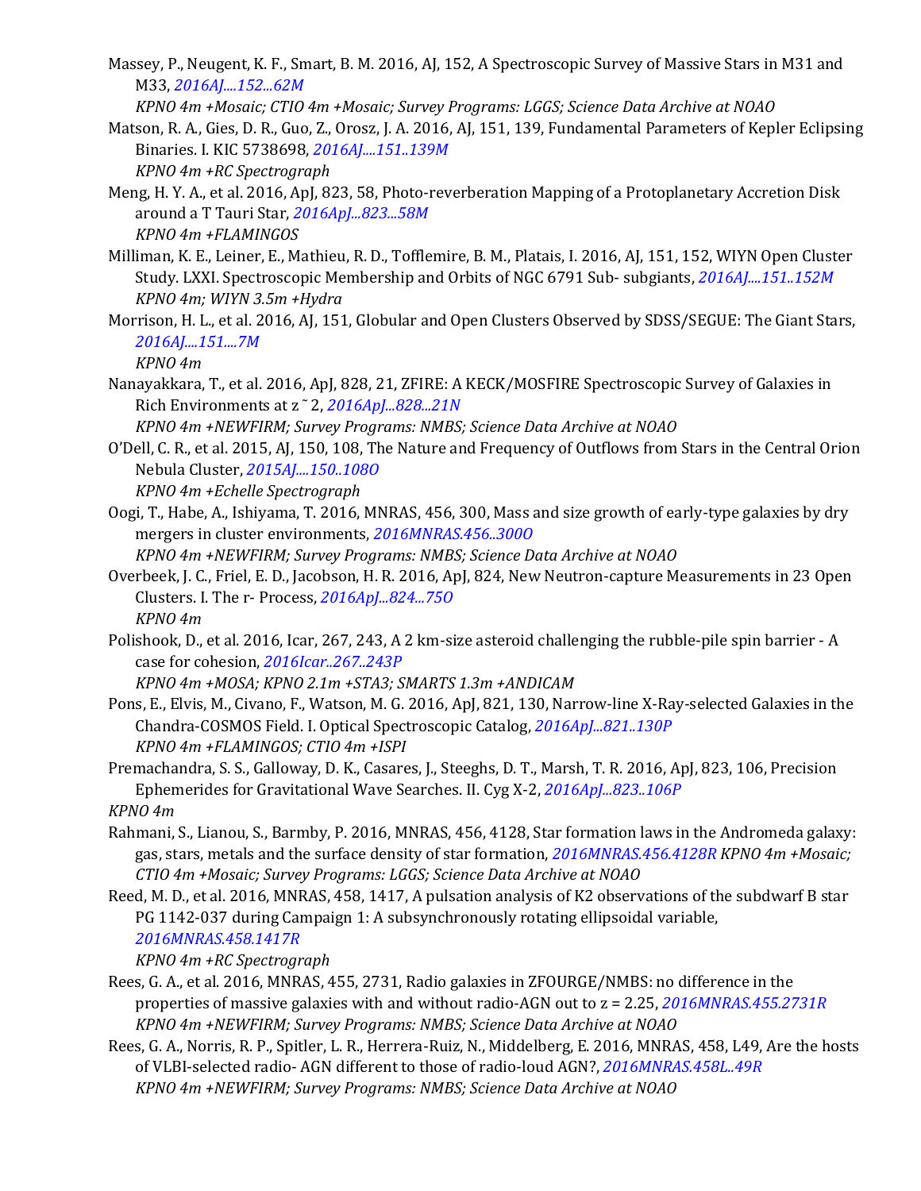Massey, P., Neugent, K. F., Smart, B. M. 2016, AJ, 152, A Spectroscopic Survey of Massive Stars in M31 and M33, *2016AJ....152...62M*
*KPNO 4m +Mosaic; CTIO 4m +Mosaic; Survey Programs: LGGS; Science Data Archive at NOAO*

Matson, R. A., Gies, D. R., Guo, Z., Orosz, J. A. 2016, AJ, 151, 139, Fundamental Parameters of Kepler Eclipsing Binaries. I. KIC 5738698, *2016AJ....151..139M*
*KPNO 4m +RC Spectrograph*

Meng, H. Y. A., et al. 2016, ApJ, 823, 58, Photo-reverberation Mapping of a Protoplanetary Accretion Disk around a T Tauri Star, *2016ApJ...823...58M*
*KPNO 4m +FLAMINGOS*

Milliman, K. E., Leiner, E., Mathieu, R. D., Tofflemire, B. M., Platais, I. 2016, AJ, 151, 152, WIYN Open Cluster Study. LXXI. Spectroscopic Membership and Orbits of NGC 6791 Sub- subgiants, *2016AJ....151..152M*
*KPNO 4m; WIYN 3.5m +Hydra*

Morrison, H. L., et al. 2016, AJ, 151, Globular and Open Clusters Observed by SDSS/SEGUE: The Giant Stars, *2016AJ....151....7M*
*KPNO 4m*

Nanayakkara, T., et al. 2016, ApJ, 828, 21, ZFIRE: A KECK/MOSFIRE Spectroscopic Survey of Galaxies in Rich Environments at z ˜ 2, *2016ApJ...828...21N*
*KPNO 4m +NEWFIRM; Survey Programs: NMBS; Science Data Archive at NOAO*

O'Dell, C. R., et al. 2015, AJ, 150, 108, The Nature and Frequency of Outflows from Stars in the Central Orion Nebula Cluster, *2015AJ....150..108O*
*KPNO 4m +Echelle Spectrograph*

Oogi, T., Habe, A., Ishiyama, T. 2016, MNRAS, 456, 300, Mass and size growth of early-type galaxies by dry mergers in cluster environments, *2016MNRAS.456..300O*
*KPNO 4m +NEWFIRM; Survey Programs: NMBS; Science Data Archive at NOAO*

Overbeek, J. C., Friel, E. D., Jacobson, H. R. 2016, ApJ, 824, New Neutron-capture Measurements in 23 Open Clusters. I. The r- Process, *2016ApJ...824...75O*
*KPNO 4m*

Polishook, D., et al. 2016, Icar, 267, 243, A 2 km-size asteroid challenging the rubble-pile spin barrier - A case for cohesion, *2016Icar..267..243P*
*KPNO 4m +MOSA; KPNO 2.1m +STA3; SMARTS 1.3m +ANDICAM*

Pons, E., Elvis, M., Civano, F., Watson, M. G. 2016, ApJ, 821, 130, Narrow-line X-Ray-selected Galaxies in the Chandra-COSMOS Field. I. Optical Spectroscopic Catalog, *2016ApJ...821..130P*
*KPNO 4m +FLAMINGOS; CTIO 4m +ISPI*

Premachandra, S. S., Galloway, D. K., Casares, J., Steeghs, D. T., Marsh, T. R. 2016, ApJ, 823, 106, Precision Ephemerides for Gravitational Wave Searches. II. Cyg X-2, *2016ApJ...823..106P*
*KPNO 4m*

Rahmani, S., Lianou, S., Barmby, P. 2016, MNRAS, 456, 4128, Star formation laws in the Andromeda galaxy: gas, stars, metals and the surface density of star formation, *2016MNRAS.456.4128R* *KPNO 4m +Mosaic; CTIO 4m +Mosaic; Survey Programs: LGGS; Science Data Archive at NOAO*

Reed, M. D., et al. 2016, MNRAS, 458, 1417, A pulsation analysis of K2 observations of the subdwarf B star PG 1142-037 during Campaign 1: A subsynchronously rotating ellipsoidal variable, *2016MNRAS.458.1417R*
*KPNO 4m +RC Spectrograph*

Rees, G. A., et al. 2016, MNRAS, 455, 2731, Radio galaxies in ZFOURGE/NMBS: no difference in the properties of massive galaxies with and without radio-AGN out to z = 2.25, *2016MNRAS.455.2731R*
*KPNO 4m +NEWFIRM; Survey Programs: NMBS; Science Data Archive at NOAO*

Rees, G. A., Norris, R. P., Spitler, L. R., Herrera-Ruiz, N., Middelberg, E. 2016, MNRAS, 458, L49, Are the hosts of VLBI-selected radio- AGN different to those of radio-loud AGN?, *2016MNRAS.458L..49R*
*KPNO 4m +NEWFIRM; Survey Programs: NMBS; Science Data Archive at NOAO*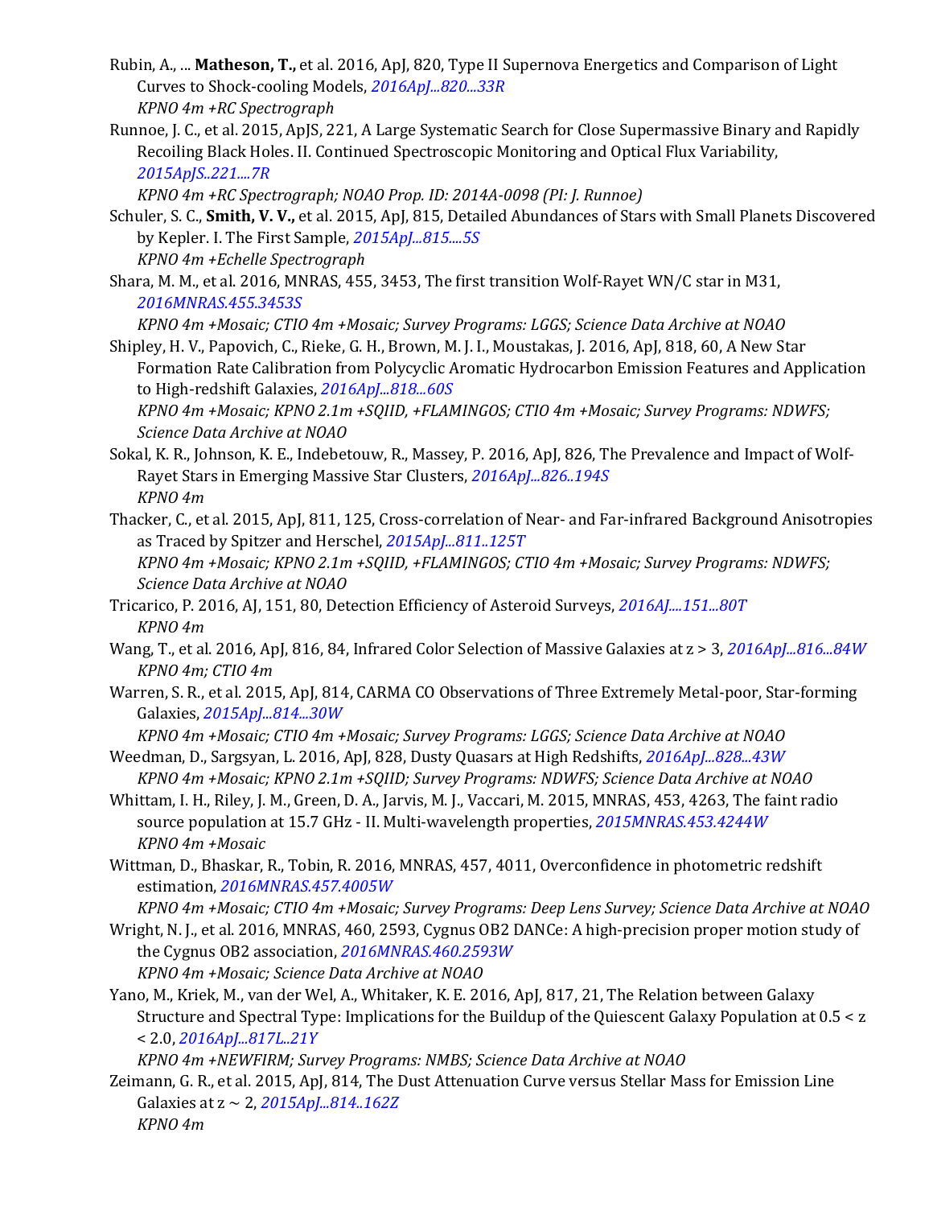Rubin, A., ... **Matheson, T.,** et al. 2016, ApJ, 820, Type II Supernova Energetics and Comparison of Light Curves to Shock-cooling Models, *2016ApJ...820...33R*
*KPNO 4m +RC Spectrograph*

Runnoe, J. C., et al. 2015, ApJS, 221, A Large Systematic Search for Close Supermassive Binary and Rapidly Recoiling Black Holes. II. Continued Spectroscopic Monitoring and Optical Flux Variability, *2015ApJS..221....7R*
*KPNO 4m +RC Spectrograph; NOAO Prop. ID: 2014A-0098 (PI: J. Runnoe)*

Schuler, S. C., **Smith, V. V.,** et al. 2015, ApJ, 815, Detailed Abundances of Stars with Small Planets Discovered by Kepler. I. The First Sample, *2015ApJ...815....5S*
*KPNO 4m +Echelle Spectrograph*

Shara, M. M., et al. 2016, MNRAS, 455, 3453, The first transition Wolf-Rayet WN/C star in M31, *2016MNRAS.455.3453S*
*KPNO 4m +Mosaic; CTIO 4m +Mosaic; Survey Programs: LGGS; Science Data Archive at NOAO*

Shipley, H. V., Papovich, C., Rieke, G. H., Brown, M. J. I., Moustakas, J. 2016, ApJ, 818, 60, A New Star Formation Rate Calibration from Polycyclic Aromatic Hydrocarbon Emission Features and Application to High-redshift Galaxies, *2016ApJ...818...60S*
*KPNO 4m +Mosaic; KPNO 2.1m +SQIID, +FLAMINGOS; CTIO 4m +Mosaic; Survey Programs: NDWFS; Science Data Archive at NOAO*

Sokal, K. R., Johnson, K. E., Indebetouw, R., Massey, P. 2016, ApJ, 826, The Prevalence and Impact of Wolf-Rayet Stars in Emerging Massive Star Clusters, *2016ApJ...826..194S*
*KPNO 4m*

Thacker, C., et al. 2015, ApJ, 811, 125, Cross-correlation of Near- and Far-infrared Background Anisotropies as Traced by Spitzer and Herschel, *2015ApJ...811..125T*
*KPNO 4m +Mosaic; KPNO 2.1m +SQIID, +FLAMINGOS; CTIO 4m +Mosaic; Survey Programs: NDWFS; Science Data Archive at NOAO*

Tricarico, P. 2016, AJ, 151, 80, Detection Efficiency of Asteroid Surveys, *2016AJ....151...80T*
*KPNO 4m*

Wang, T., et al. 2016, ApJ, 816, 84, Infrared Color Selection of Massive Galaxies at z > 3, *2016ApJ...816...84W*
*KPNO 4m; CTIO 4m*

Warren, S. R., et al. 2015, ApJ, 814, CARMA CO Observations of Three Extremely Metal-poor, Star-forming Galaxies, *2015ApJ...814...30W*
*KPNO 4m +Mosaic; CTIO 4m +Mosaic; Survey Programs: LGGS; Science Data Archive at NOAO*

Weedman, D., Sargsyan, L. 2016, ApJ, 828, Dusty Quasars at High Redshifts, *2016ApJ...828...43W*
*KPNO 4m +Mosaic; KPNO 2.1m +SQIID; Survey Programs: NDWFS; Science Data Archive at NOAO*

Whittam, I. H., Riley, J. M., Green, D. A., Jarvis, M. J., Vaccari, M. 2015, MNRAS, 453, 4263, The faint radio source population at 15.7 GHz - II. Multi-wavelength properties, *2015MNRAS.453.4244W*
*KPNO 4m +Mosaic*

Wittman, D., Bhaskar, R., Tobin, R. 2016, MNRAS, 457, 4011, Overconfidence in photometric redshift estimation, *2016MNRAS.457.4005W*
*KPNO 4m +Mosaic; CTIO 4m +Mosaic; Survey Programs: Deep Lens Survey; Science Data Archive at NOAO*

Wright, N. J., et al. 2016, MNRAS, 460, 2593, Cygnus OB2 DANCe: A high-precision proper motion study of the Cygnus OB2 association, *2016MNRAS.460.2593W*
*KPNO 4m +Mosaic; Science Data Archive at NOAO*

Yano, M., Kriek, M., van der Wel, A., Whitaker, K. E. 2016, ApJ, 817, 21, The Relation between Galaxy Structure and Spectral Type: Implications for the Buildup of the Quiescent Galaxy Population at 0.5 < z < 2.0, *2016ApJ...817L..21Y*
*KPNO 4m +NEWFIRM; Survey Programs: NMBS; Science Data Archive at NOAO*

Zeimann, G. R., et al. 2015, ApJ, 814, The Dust Attenuation Curve versus Stellar Mass for Emission Line Galaxies at z ~ 2, *2015ApJ...814..162Z*
*KPNO 4m*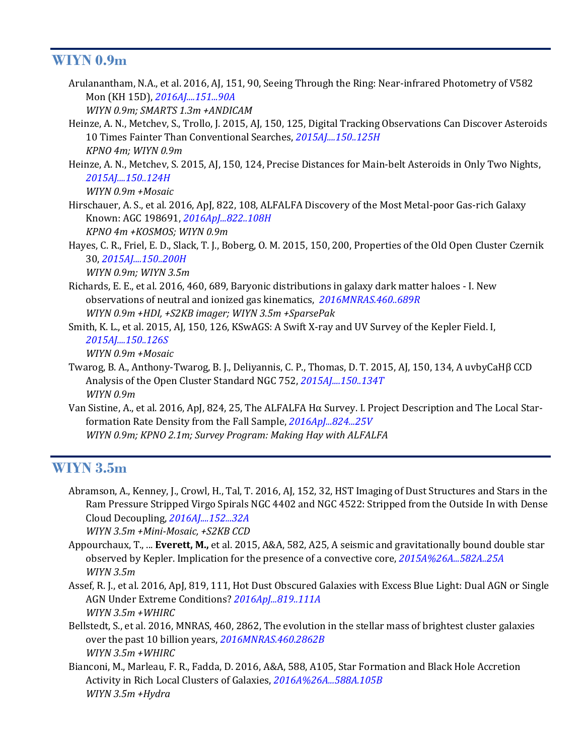## WIYN 0.9m

Arulanantham, N.A., et al. 2016, AJ, 151, 90, Seeing Through the Ring: Near-infrared Photometry of V582 Mon (KH 15D), *2016AJ....151...90A*
*WIYN 0.9m; SMARTS 1.3m +ANDICAM*

Heinze, A. N., Metchev, S., Trollo, J. 2015, AJ, 150, 125, Digital Tracking Observations Can Discover Asteroids 10 Times Fainter Than Conventional Searches, *2015AJ....150..125H*
*KPNO 4m; WIYN 0.9m*

Heinze, A. N., Metchev, S. 2015, AJ, 150, 124, Precise Distances for Main-belt Asteroids in Only Two Nights, *2015AJ....150..124H*
*WIYN 0.9m +Mosaic*

Hirschauer, A. S., et al. 2016, ApJ, 822, 108, ALFALFA Discovery of the Most Metal-poor Gas-rich Galaxy Known: AGC 198691, *2016ApJ...822..108H*
*KPNO 4m +KOSMOS; WIYN 0.9m*

Hayes, C. R., Friel, E. D., Slack, T. J., Boberg, O. M. 2015, 150, 200, Properties of the Old Open Cluster Czernik 30, *2015AJ....150..200H*
*WIYN 0.9m; WIYN 3.5m*

Richards, E. E., et al. 2016, 460, 689, Baryonic distributions in galaxy dark matter haloes - I. New observations of neutral and ionized gas kinematics, *2016MNRAS.460..689R*
*WIYN 0.9m +HDI, +S2KB imager; WIYN 3.5m +SparsePak*

Smith, K. L., et al. 2015, AJ, 150, 126, KSwAGS: A Swift X-ray and UV Survey of the Kepler Field. I, *2015AJ....150..126S*
*WIYN 0.9m +Mosaic*

Twarog, B. A., Anthony-Twarog, B. J., Deliyannis, C. P., Thomas, D. T. 2015, AJ, 150, 134, A uvbyCaHβ CCD Analysis of the Open Cluster Standard NGC 752, *2015AJ....150..134T*
*WIYN 0.9m*

Van Sistine, A., et al. 2016, ApJ, 824, 25, The ALFALFA Hα Survey. I. Project Description and The Local Star-formation Rate Density from the Fall Sample, *2016ApJ...824...25V*
*WIYN 0.9m; KPNO 2.1m; Survey Program: Making Hay with ALFALFA*

## WIYN 3.5m

Abramson, A., Kenney, J., Crowl, H., Tal, T. 2016, AJ, 152, 32, HST Imaging of Dust Structures and Stars in the Ram Pressure Stripped Virgo Spirals NGC 4402 and NGC 4522: Stripped from the Outside In with Dense Cloud Decoupling, *2016AJ....152...32A*
*WIYN 3.5m +Mini-Mosaic, +S2KB CCD*

Appourchaux, T., ... **Everett, M.,** et al. 2015, A&A, 582, A25, A seismic and gravitationally bound double star observed by Kepler. Implication for the presence of a convective core, *2015A%26A...582A..25A*
*WIYN 3.5m*

Assef, R. J., et al. 2016, ApJ, 819, 111, Hot Dust Obscured Galaxies with Excess Blue Light: Dual AGN or Single AGN Under Extreme Conditions? *2016ApJ...819..111A*
*WIYN 3.5m +WHIRC*

Bellstedt, S., et al. 2016, MNRAS, 460, 2862, The evolution in the stellar mass of brightest cluster galaxies over the past 10 billion years, *2016MNRAS.460.2862B*
*WIYN 3.5m +WHIRC*

Bianconi, M., Marleau, F. R., Fadda, D. 2016, A&A, 588, A105, Star Formation and Black Hole Accretion Activity in Rich Local Clusters of Galaxies, *2016A%26A...588A.105B*
*WIYN 3.5m +Hydra*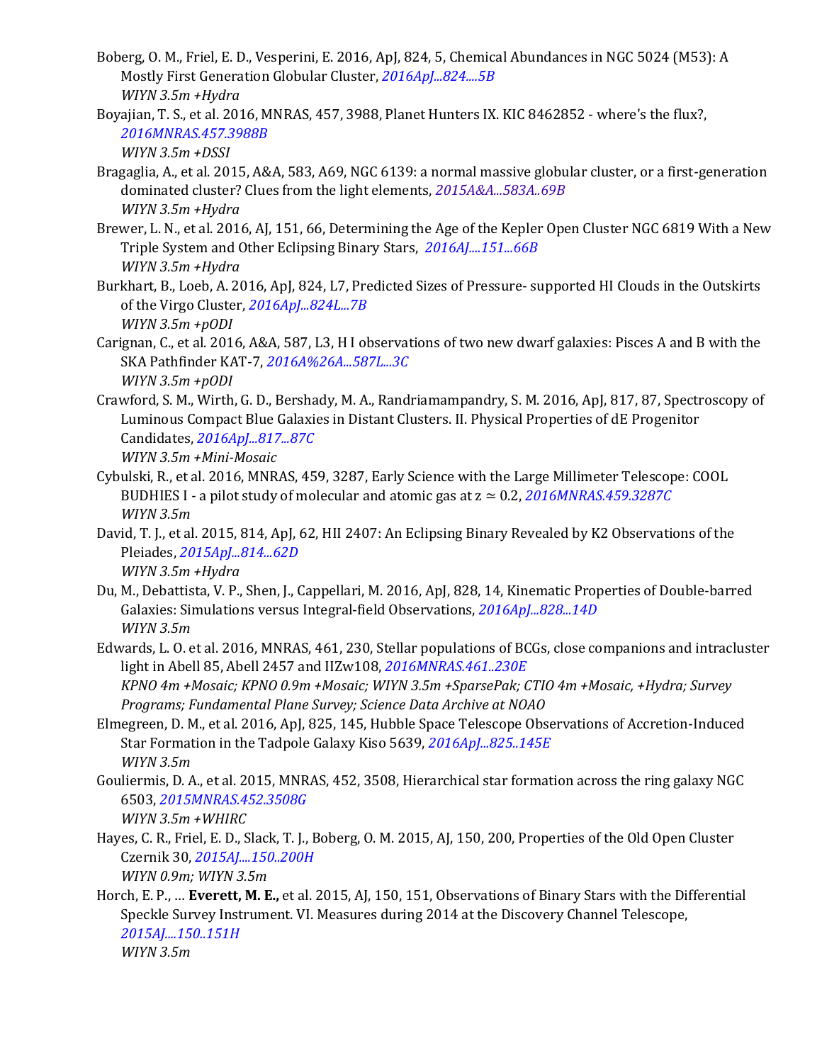Boberg, O. M., Friel, E. D., Vesperini, E. 2016, ApJ, 824, 5, Chemical Abundances in NGC 5024 (M53): A Mostly First Generation Globular Cluster, 2016ApJ...824....5B
*WIYN 3.5m +Hydra*

Boyajian, T. S., et al. 2016, MNRAS, 457, 3988, Planet Hunters IX. KIC 8462852 - where's the flux?, 2016MNRAS.457.3988B
*WIYN 3.5m +DSSI*

Bragaglia, A., et al. 2015, A&A, 583, A69, NGC 6139: a normal massive globular cluster, or a first-generation dominated cluster? Clues from the light elements, 2015A&A...583A..69B
*WIYN 3.5m +Hydra*

Brewer, L. N., et al. 2016, AJ, 151, 66, Determining the Age of the Kepler Open Cluster NGC 6819 With a New Triple System and Other Eclipsing Binary Stars, 2016AJ....151...66B
*WIYN 3.5m +Hydra*

Burkhart, B., Loeb, A. 2016, ApJ, 824, L7, Predicted Sizes of Pressure- supported HI Clouds in the Outskirts of the Virgo Cluster, 2016ApJ...824L...7B
*WIYN 3.5m +pODI*

Carignan, C., et al. 2016, A&A, 587, L3, H I observations of two new dwarf galaxies: Pisces A and B with the SKA Pathfinder KAT-7, 2016A%26A...587L...3C
*WIYN 3.5m +pODI*

Crawford, S. M., Wirth, G. D., Bershady, M. A., Randriamampandry, S. M. 2016, ApJ, 817, 87, Spectroscopy of Luminous Compact Blue Galaxies in Distant Clusters. II. Physical Properties of dE Progenitor Candidates, 2016ApJ...817...87C
*WIYN 3.5m +Mini-Mosaic*

Cybulski, R., et al. 2016, MNRAS, 459, 3287, Early Science with the Large Millimeter Telescope: COOL BUDHIES I - a pilot study of molecular and atomic gas at z $\simeq$ 0.2, 2016MNRAS.459.3287C
*WIYN 3.5m*

David, T. J., et al. 2015, 814, ApJ, 62, HII 2407: An Eclipsing Binary Revealed by K2 Observations of the Pleiades, 2015ApJ...814...62D
*WIYN 3.5m +Hydra*

Du, M., Debattista, V. P., Shen, J., Cappellari, M. 2016, ApJ, 828, 14, Kinematic Properties of Double-barred Galaxies: Simulations versus Integral-field Observations, 2016ApJ...828...14D
*WIYN 3.5m*

Edwards, L. O. et al. 2016, MNRAS, 461, 230, Stellar populations of BCGs, close companions and intracluster light in Abell 85, Abell 2457 and IIZw108, 2016MNRAS.461..230E
*KPNO 4m +Mosaic; KPNO 0.9m +Mosaic; WIYN 3.5m +SparsePak; CTIO 4m +Mosaic, +Hydra; Survey Programs; Fundamental Plane Survey; Science Data Archive at NOAO*

Elmegreen, D. M., et al. 2016, ApJ, 825, 145, Hubble Space Telescope Observations of Accretion-Induced Star Formation in the Tadpole Galaxy Kiso 5639, 2016ApJ...825..145E
*WIYN 3.5m*

Gouliermis, D. A., et al. 2015, MNRAS, 452, 3508, Hierarchical star formation across the ring galaxy NGC 6503, 2015MNRAS.452.3508G
*WIYN 3.5m +WHIRC*

Hayes, C. R., Friel, E. D., Slack, T. J., Boberg, O. M. 2015, AJ, 150, 200, Properties of the Old Open Cluster Czernik 30, 2015AJ....150..200H
*WIYN 0.9m; WIYN 3.5m*

Horch, E. P., … **Everett, M. E.,** et al. 2015, AJ, 150, 151, Observations of Binary Stars with the Differential Speckle Survey Instrument. VI. Measures during 2014 at the Discovery Channel Telescope, 2015AJ....150..151H
*WIYN 3.5m*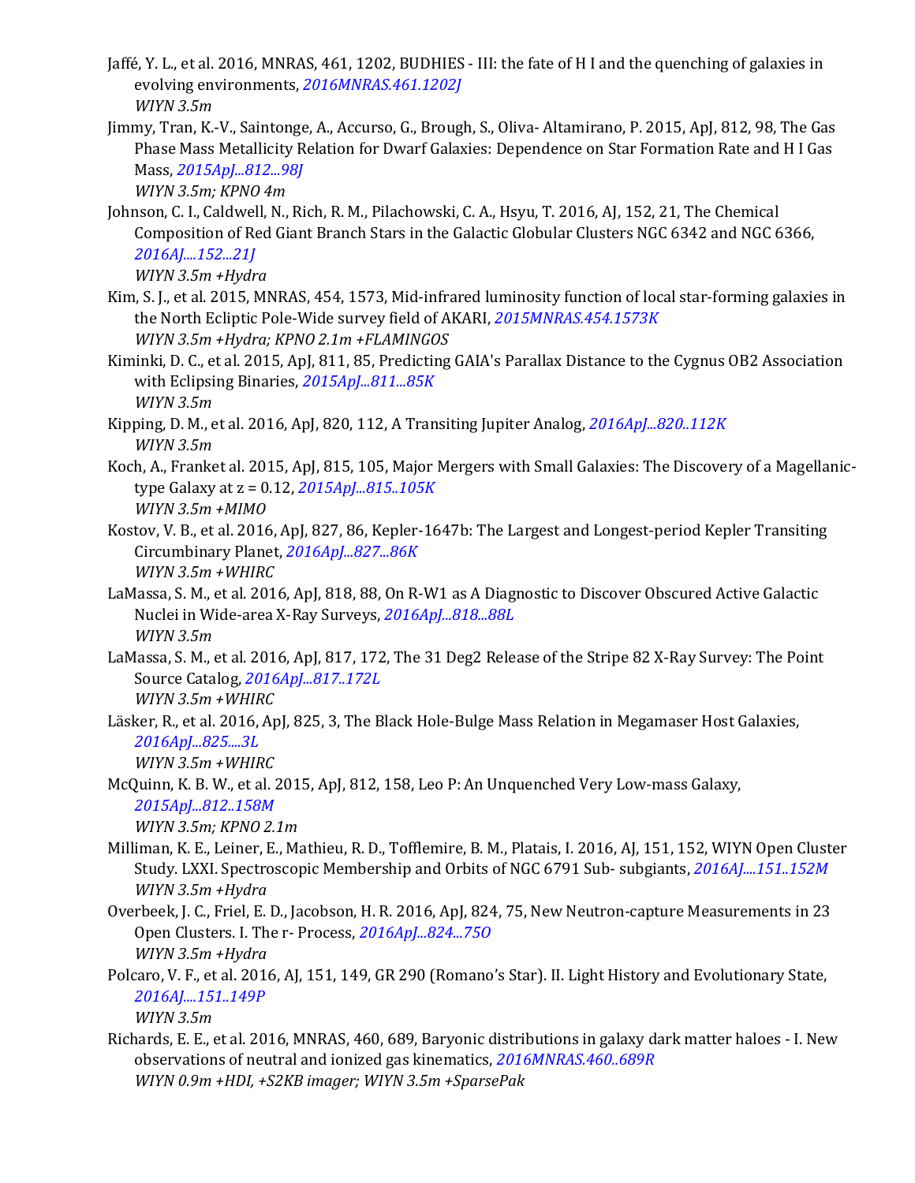Jaffé, Y. L., et al. 2016, MNRAS, 461, 1202, BUDHIES - III: the fate of H I and the quenching of galaxies in evolving environments, *2016MNRAS.461.1202J*
*WIYN 3.5m*

Jimmy, Tran, K.-V., Saintonge, A., Accurso, G., Brough, S., Oliva- Altamirano, P. 2015, ApJ, 812, 98, The Gas Phase Mass Metallicity Relation for Dwarf Galaxies: Dependence on Star Formation Rate and H I Gas Mass, *2015ApJ...812...98J*
*WIYN 3.5m; KPNO 4m*

Johnson, C. I., Caldwell, N., Rich, R. M., Pilachowski, C. A., Hsyu, T. 2016, AJ, 152, 21, The Chemical Composition of Red Giant Branch Stars in the Galactic Globular Clusters NGC 6342 and NGC 6366, *2016AJ....152...21J*
*WIYN 3.5m +Hydra*

Kim, S. J., et al. 2015, MNRAS, 454, 1573, Mid-infrared luminosity function of local star-forming galaxies in the North Ecliptic Pole-Wide survey field of AKARI, *2015MNRAS.454.1573K*
*WIYN 3.5m +Hydra; KPNO 2.1m +FLAMINGOS*

Kiminki, D. C., et al. 2015, ApJ, 811, 85, Predicting GAIA's Parallax Distance to the Cygnus OB2 Association with Eclipsing Binaries, *2015ApJ...811...85K*
*WIYN 3.5m*

Kipping, D. M., et al. 2016, ApJ, 820, 112, A Transiting Jupiter Analog, *2016ApJ...820..112K*
*WIYN 3.5m*

Koch, A., Franket al. 2015, ApJ, 815, 105, Major Mergers with Small Galaxies: The Discovery of a Magellanic-type Galaxy at z = 0.12, *2015ApJ...815..105K*
*WIYN 3.5m +MIMO*

Kostov, V. B., et al. 2016, ApJ, 827, 86, Kepler-1647b: The Largest and Longest-period Kepler Transiting Circumbinary Planet, *2016ApJ...827...86K*
*WIYN 3.5m +WHIRC*

LaMassa, S. M., et al. 2016, ApJ, 818, 88, On R-W1 as A Diagnostic to Discover Obscured Active Galactic Nuclei in Wide-area X-Ray Surveys, *2016ApJ...818...88L*
*WIYN 3.5m*

LaMassa, S. M., et al. 2016, ApJ, 817, 172, The 31 Deg2 Release of the Stripe 82 X-Ray Survey: The Point Source Catalog, *2016ApJ...817..172L*
*WIYN 3.5m +WHIRC*

Läsker, R., et al. 2016, ApJ, 825, 3, The Black Hole-Bulge Mass Relation in Megamaser Host Galaxies, *2016ApJ...825....3L*
*WIYN 3.5m +WHIRC*

McQuinn, K. B. W., et al. 2015, ApJ, 812, 158, Leo P: An Unquenched Very Low-mass Galaxy, *2015ApJ...812..158M*
*WIYN 3.5m; KPNO 2.1m*

Milliman, K. E., Leiner, E., Mathieu, R. D., Tofflemire, B. M., Platais, I. 2016, AJ, 151, 152, WIYN Open Cluster Study. LXXI. Spectroscopic Membership and Orbits of NGC 6791 Sub- subgiants, *2016AJ....151..152M*
*WIYN 3.5m +Hydra*

Overbeek, J. C., Friel, E. D., Jacobson, H. R. 2016, ApJ, 824, 75, New Neutron-capture Measurements in 23 Open Clusters. I. The r- Process, *2016ApJ...824...75O*
*WIYN 3.5m +Hydra*

Polcaro, V. F., et al. 2016, AJ, 151, 149, GR 290 (Romano's Star). II. Light History and Evolutionary State, *2016AJ....151..149P*
*WIYN 3.5m*

Richards, E. E., et al. 2016, MNRAS, 460, 689, Baryonic distributions in galaxy dark matter haloes - I. New observations of neutral and ionized gas kinematics, *2016MNRAS.460..689R*
*WIYN 0.9m +HDI, +S2KB imager; WIYN 3.5m +SparsePak*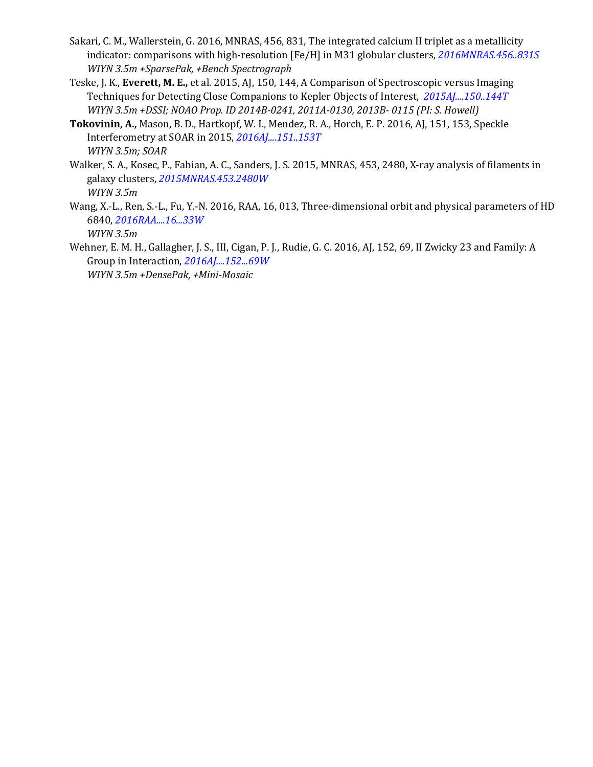Sakari, C. M., Wallerstein, G. 2016, MNRAS, 456, 831, The integrated calcium II triplet as a metallicity indicator: comparisons with high-resolution [Fe/H] in M31 globular clusters, *2016MNRAS.456..831S*
*WIYN 3.5m +SparsePak, +Bench Spectrograph*

Teske, J. K., **Everett, M. E.,** et al. 2015, AJ, 150, 144, A Comparison of Spectroscopic versus Imaging Techniques for Detecting Close Companions to Kepler Objects of Interest, *2015AJ....150..144T*
*WIYN 3.5m +DSSI; NOAO Prop. ID 2014B-0241, 2011A-0130, 2013B- 0115 (PI: S. Howell)*

**Tokovinin, A.,** Mason, B. D., Hartkopf, W. I., Mendez, R. A., Horch, E. P. 2016, AJ, 151, 153, Speckle Interferometry at SOAR in 2015, *2016AJ....151..153T*
*WIYN 3.5m; SOAR*

Walker, S. A., Kosec, P., Fabian, A. C., Sanders, J. S. 2015, MNRAS, 453, 2480, X-ray analysis of filaments in galaxy clusters, *2015MNRAS.453.2480W*
*WIYN 3.5m*

Wang, X.-L., Ren, S.-L., Fu, Y.-N. 2016, RAA, 16, 013, Three-dimensional orbit and physical parameters of HD 6840, *2016RAA....16...33W*
*WIYN 3.5m*

Wehner, E. M. H., Gallagher, J. S., III, Cigan, P. J., Rudie, G. C. 2016, AJ, 152, 69, II Zwicky 23 and Family: A Group in Interaction, *2016AJ....152...69W*
*WIYN 3.5m +DensePak, +Mini-Mosaic*